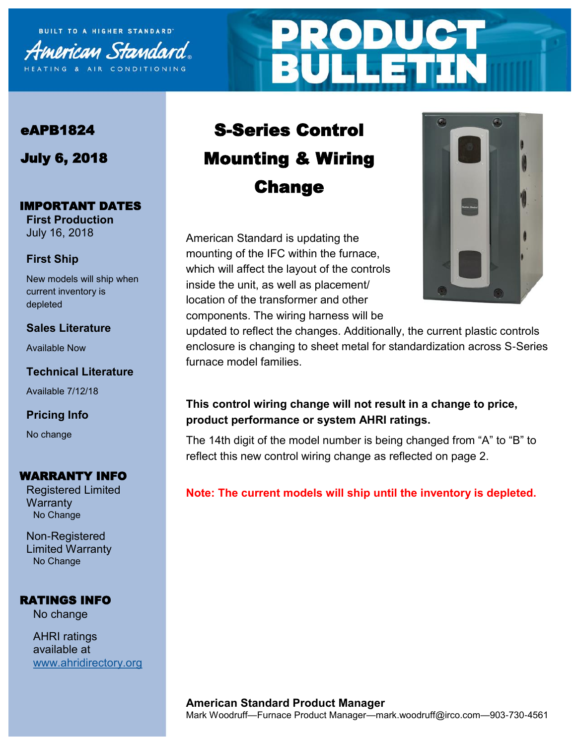BUILT TO A HIGHER STANDARD

American Standard

HEATING & AIR CONDITIONING

# PRODUCT BULLETIN

**eAPB1824**

**July 6, 2018**

## IMPORTANT DATES

**First Production**
July 16, 2018

**First Ship**

New models will ship when current inventory is depleted

**Sales Literature**

Available Now

**Technical Literature**

Available 7/12/18

**Pricing Info**

No change

## WARRANTY INFO

Registered Limited Warranty
No Change

Non-Registered Limited Warranty
No Change

## RATINGS INFO

No change

AHRI ratings available at www.ahridirectory.org

# S-Series Control Mounting & Wiring Change

American Standard is updating the mounting of the IFC within the furnace, which will affect the layout of the controls inside the unit, as well as placement/ location of the transformer and other components. The wiring harness will be updated to reflect the changes. Additionally, the current plastic controls enclosure is changing to sheet metal for standardization across S-Series furnace model families.

**This control wiring change will not result in a change to price, product performance or system AHRI ratings.**

The 14th digit of the model number is being changed from "A" to "B" to reflect this new control wiring change as reflected on page 2.

**Note: The current models will ship until the inventory is depleted.**

**American Standard Product Manager**
Mark Woodruff—Furnace Product Manager—mark.woodruff@irco.com—903-730-4561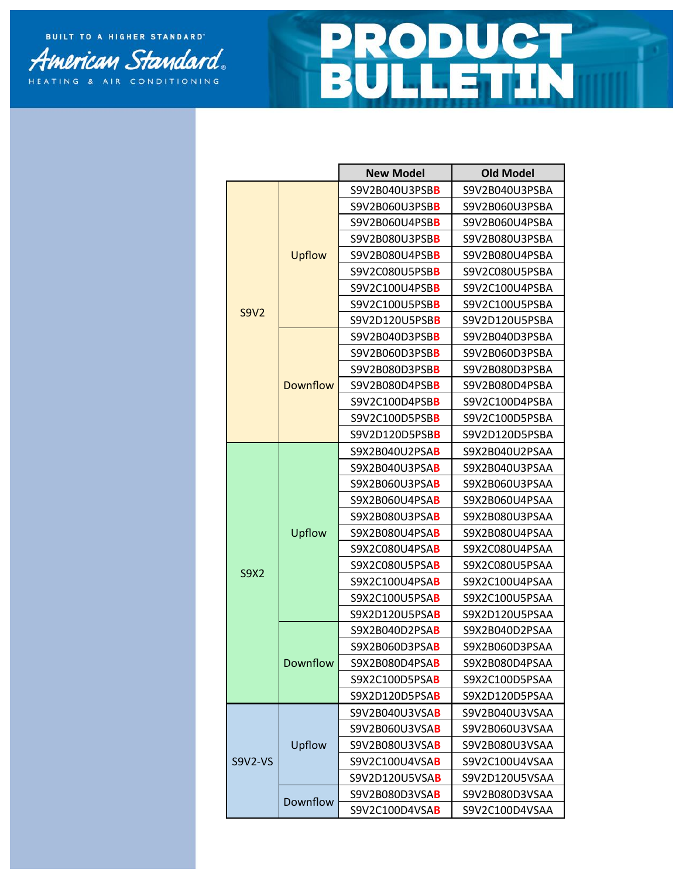| | | New Model | Old Model |
|---|---|---|---|
| S9V2 | Upflow | S9V2B040U3PSBB | S9V2B040U3PSBA |
| | | S9V2B060U3PSBB | S9V2B060U3PSBA |
| | | S9V2B060U4PSBB | S9V2B060U4PSBA |
| | | S9V2B080U3PSBB | S9V2B080U3PSBA |
| | | S9V2B080U4PSBB | S9V2B080U4PSBA |
| | | S9V2C080U5PSBB | S9V2C080U5PSBA |
| | | S9V2C100U4PSBB | S9V2C100U4PSBA |
| | | S9V2C100U5PSBB | S9V2C100U5PSBA |
| | | S9V2D120U5PSBB | S9V2D120U5PSBA |
| | Downflow | S9V2B040D3PSBB | S9V2B040D3PSBA |
| | | S9V2B060D3PSBB | S9V2B060D3PSBA |
| | | S9V2B080D3PSBB | S9V2B080D3PSBA |
| | | S9V2B080D4PSBB | S9V2B080D4PSBA |
| | | S9V2C100D4PSBB | S9V2C100D4PSBA |
| | | S9V2C100D5PSBB | S9V2C100D5PSBA |
| | | S9V2D120D5PSBB | S9V2D120D5PSBA |
| S9X2 | Upflow | S9X2B040U2PSAB | S9X2B040U2PSAA |
| | | S9X2B040U3PSAB | S9X2B040U3PSAA |
| | | S9X2B060U3PSAB | S9X2B060U3PSAA |
| | | S9X2B060U4PSAB | S9X2B060U4PSAA |
| | | S9X2B080U3PSAB | S9X2B080U3PSAA |
| | | S9X2B080U4PSAB | S9X2B080U4PSAA |
| | | S9X2C080U4PSAB | S9X2C080U4PSAA |
| | | S9X2C080U5PSAB | S9X2C080U5PSAA |
| | | S9X2C100U4PSAB | S9X2C100U4PSAA |
| | | S9X2C100U5PSAB | S9X2C100U5PSAA |
| | | S9X2D120U5PSAB | S9X2D120U5PSAA |
| | Downflow | S9X2B040D2PSAB | S9X2B040D2PSAA |
| | | S9X2B060D3PSAB | S9X2B060D3PSAA |
| | | S9X2B080D4PSAB | S9X2B080D4PSAA |
| | | S9X2C100D5PSAB | S9X2C100D5PSAA |
| | | S9X2D120D5PSAB | S9X2D120D5PSAA |
| S9V2-VS | Upflow | S9V2B040U3VSAB | S9V2B040U3VSAA |
| | | S9V2B060U3VSAB | S9V2B060U3VSAA |
| | | S9V2B080U3VSAB | S9V2B080U3VSAA |
| | | S9V2C100U4VSAB | S9V2C100U4VSAA |
| | | S9V2D120U5VSAB | S9V2D120U5VSAA |
| | Downflow | S9V2B080D3VSAB | S9V2B080D3VSAA |
| | | S9V2C100D4VSAB | S9V2C100D4VSAA |